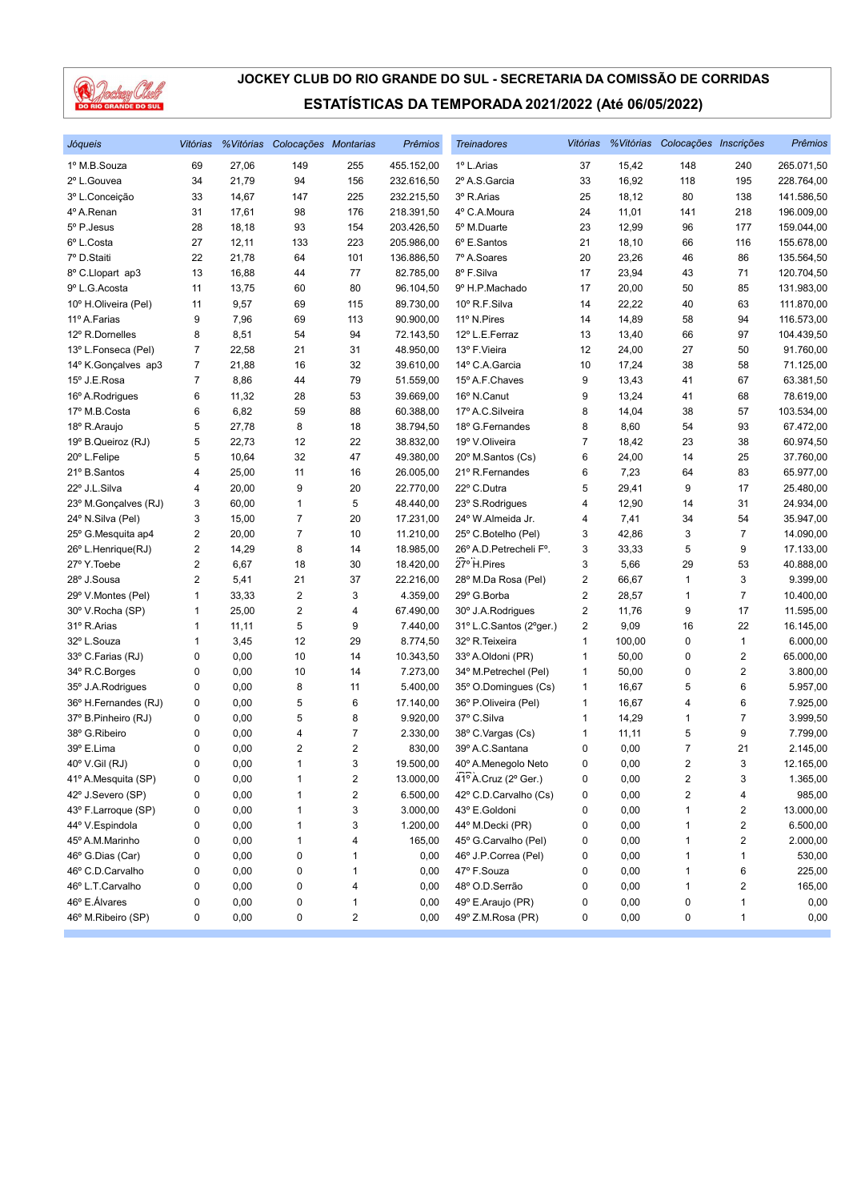# JOCKEY CLUB DO RIO GRANDE DO SUL - SECRETARIA DA COMISSÃO DE CORRIDAS

## ESTATÍSTICAS DA TEMPORADA 2021/2022 (Até 06/05/2022)

| Jóqueis | Vitórias | %Vitórias | Colocações | Montarias | Prêmios |
|---|---|---|---|---|---|
| 1º M.B.Souza | 69 | 27,06 | 149 | 255 | 455.152,00 |
| 2º L.Gouvea | 34 | 21,79 | 94 | 156 | 232.616,50 |
| 3º L.Conceição | 33 | 14,67 | 147 | 225 | 232.215,50 |
| 4º A.Renan | 31 | 17,61 | 98 | 176 | 218.391,50 |
| 5º P.Jesus | 28 | 18,18 | 93 | 154 | 203.426,50 |
| 6º L.Costa | 27 | 12,11 | 133 | 223 | 205.986,00 |
| 7º D.Staiti | 22 | 21,78 | 64 | 101 | 136.886,50 |
| 8º C.Llopart ap3 | 13 | 16,88 | 44 | 77 | 82.785,00 |
| 9º L.G.Acosta | 11 | 13,75 | 60 | 80 | 96.104,50 |
| 10º H.Oliveira (Pel) | 11 | 9,57 | 69 | 115 | 89.730,00 |
| 11º A.Farias | 9 | 7,96 | 69 | 113 | 90.900,00 |
| 12º R.Dornelles | 8 | 8,51 | 54 | 94 | 72.143,50 |
| 13º L.Fonseca (Pel) | 7 | 22,58 | 21 | 31 | 48.950,00 |
| 14º K.Gonçalves ap3 | 7 | 21,88 | 16 | 32 | 39.610,00 |
| 15º J.E.Rosa | 7 | 8,86 | 44 | 79 | 51.559,00 |
| 16º A.Rodrigues | 6 | 11,32 | 28 | 53 | 39.669,00 |
| 17º M.B.Costa | 6 | 6,82 | 59 | 88 | 60.388,00 |
| 18º R.Araujo | 5 | 27,78 | 8 | 18 | 38.794,50 |
| 19º B.Queiroz (RJ) | 5 | 22,73 | 12 | 22 | 38.832,00 |
| 20º L.Felipe | 5 | 10,64 | 32 | 47 | 49.380,00 |
| 21º B.Santos | 4 | 25,00 | 11 | 16 | 26.005,00 |
| 22º J.L.Silva | 4 | 20,00 | 9 | 20 | 22.770,00 |
| 23º M.Gonçalves (RJ) | 3 | 60,00 | 1 | 5 | 48.440,00 |
| 24º N.Silva (Pel) | 3 | 15,00 | 7 | 20 | 17.231,00 |
| 25º G.Mesquita ap4 | 2 | 20,00 | 7 | 10 | 11.210,00 |
| 26º L.Henrique(RJ) | 2 | 14,29 | 8 | 14 | 18.985,00 |
| 27º Y.Toebe | 2 | 6,67 | 18 | 30 | 18.420,00 |
| 28º J.Sousa | 2 | 5,41 | 21 | 37 | 22.216,00 |
| 29º V.Montes (Pel) | 1 | 33,33 | 2 | 3 | 4.359,00 |
| 30º V.Rocha (SP) | 1 | 25,00 | 2 | 4 | 67.490,00 |
| 31º R.Arias | 1 | 11,11 | 5 | 9 | 7.440,00 |
| 32º L.Souza | 1 | 3,45 | 12 | 29 | 8.774,50 |
| 33º C.Farias (RJ) | 0 | 0,00 | 10 | 14 | 10.343,50 |
| 34º R.C.Borges | 0 | 0,00 | 10 | 14 | 7.273,00 |
| 35º J.A.Rodrigues | 0 | 0,00 | 8 | 11 | 5.400,00 |
| 36º H.Fernandes (RJ) | 0 | 0,00 | 5 | 6 | 17.140,00 |
| 37º B.Pinheiro (RJ) | 0 | 0,00 | 5 | 8 | 9.920,00 |
| 38º G.Ribeiro | 0 | 0,00 | 4 | 7 | 2.330,00 |
| 39º E.Lima | 0 | 0,00 | 2 | 2 | 830,00 |
| 40º V.Gil (RJ) | 0 | 0,00 | 1 | 3 | 19.500,00 |
| 41º A.Mesquita (SP) | 0 | 0,00 | 1 | 2 | 13.000,00 |
| 42º J.Severo (SP) | 0 | 0,00 | 1 | 2 | 6.500,00 |
| 43º F.Larroque (SP) | 0 | 0,00 | 1 | 3 | 3.000,00 |
| 44º V.Espindola | 0 | 0,00 | 1 | 3 | 1.200,00 |
| 45º A.M.Marinho | 0 | 0,00 | 1 | 4 | 165,00 |
| 46º G.Dias (Car) | 0 | 0,00 | 0 | 1 | 0,00 |
| 46º C.D.Carvalho | 0 | 0,00 | 0 | 1 | 0,00 |
| 46º L.T.Carvalho | 0 | 0,00 | 0 | 4 | 0,00 |
| 46º E.Álvares | 0 | 0,00 | 0 | 1 | 0,00 |
| 46º M.Ribeiro (SP) | 0 | 0,00 | 0 | 2 | 0,00 |

| Treinadores | Vitórias | %Vitórias | Colocações | Inscrições | Prêmios |
|---|---|---|---|---|---|
| 1º L.Arias | 37 | 15,42 | 148 | 240 | 265.071,50 |
| 2º A.S.Garcia | 33 | 16,92 | 118 | 195 | 228.764,00 |
| 3º R.Arias | 25 | 18,12 | 80 | 138 | 141.586,50 |
| 4º C.A.Moura | 24 | 11,01 | 141 | 218 | 196.009,00 |
| 5º M.Duarte | 23 | 12,99 | 96 | 177 | 159.044,00 |
| 6º E.Santos | 21 | 18,10 | 66 | 116 | 155.678,00 |
| 7º A.Soares | 20 | 23,26 | 46 | 86 | 135.564,50 |
| 8º F.Silva | 17 | 23,94 | 43 | 71 | 120.704,50 |
| 9º H.P.Machado | 17 | 20,00 | 50 | 85 | 131.983,00 |
| 10º R.F.Silva | 14 | 22,22 | 40 | 63 | 111.870,00 |
| 11º N.Pires | 14 | 14,89 | 58 | 94 | 116.573,00 |
| 12º L.E.Ferraz | 13 | 13,40 | 66 | 97 | 104.439,50 |
| 13º F.Vieira | 12 | 24,00 | 27 | 50 | 91.760,00 |
| 14º C.A.Garcia | 10 | 17,24 | 38 | 58 | 71.125,00 |
| 15º A.F.Chaves | 9 | 13,43 | 41 | 67 | 63.381,50 |
| 16º N.Canut | 9 | 13,24 | 41 | 68 | 78.619,00 |
| 17º A.C.Silveira | 8 | 14,04 | 38 | 57 | 103.534,00 |
| 18º G.Fernandes | 8 | 8,60 | 54 | 93 | 67.472,00 |
| 19º V.Oliveira | 7 | 18,42 | 23 | 38 | 60.974,50 |
| 20º M.Santos (Cs) | 6 | 24,00 | 14 | 25 | 37.760,00 |
| 21º R.Fernandes | 6 | 7,23 | 64 | 83 | 65.977,00 |
| 22º C.Dutra | 5 | 29,41 | 9 | 17 | 25.480,00 |
| 23º S.Rodrigues | 4 | 12,90 | 14 | 31 | 24.934,00 |
| 24º W.Almeida Jr. | 4 | 7,41 | 34 | 54 | 35.947,00 |
| 25º C.Botelho (Pel) | 3 | 42,86 | 3 | 7 | 14.090,00 |
| 26º A.D.Petrecheli Fº. | 3 | 33,33 | 5 | 9 | 17.133,00 |
| 27º H.Pires | 3 | 5,66 | 29 | 53 | 40.888,00 |
| 28º M.Da Rosa (Pel) | 2 | 66,67 | 1 | 3 | 9.399,00 |
| 29º G.Borba | 2 | 28,57 | 1 | 7 | 10.400,00 |
| 30º J.A.Rodrigues | 2 | 11,76 | 9 | 17 | 11.595,00 |
| 31º L.C.Santos (2ºger.) | 2 | 9,09 | 16 | 22 | 16.145,00 |
| 32º R.Teixeira | 1 | 100,00 | 0 | 1 | 6.000,00 |
| 33º A.Oldoni (PR) | 1 | 50,00 | 0 | 2 | 65.000,00 |
| 34º M.Petrechel (Pel) | 1 | 50,00 | 0 | 2 | 3.800,00 |
| 35º O.Domingues (Cs) | 1 | 16,67 | 5 | 6 | 5.957,00 |
| 36º P.Oliveira (Pel) | 1 | 16,67 | 4 | 6 | 7.925,00 |
| 37º C.Silva | 1 | 14,29 | 1 | 7 | 3.999,50 |
| 38º C.Vargas (Cs) | 1 | 11,11 | 5 | 9 | 7.799,00 |
| 39º A.C.Santana | 0 | 0,00 | 7 | 21 | 2.145,00 |
| 40º A.Menegolo Neto | 0 | 0,00 | 2 | 3 | 12.165,00 |
| 41º A.Cruz (2º Ger.) | 0 | 0,00 | 2 | 3 | 1.365,00 |
| 42º C.D.Carvalho (Cs) | 0 | 0,00 | 2 | 4 | 985,00 |
| 43º E.Goldoni | 0 | 0,00 | 1 | 2 | 13.000,00 |
| 44º M.Decki (PR) | 0 | 0,00 | 1 | 2 | 6.500,00 |
| 45º G.Carvalho (Pel) | 0 | 0,00 | 1 | 2 | 2.000,00 |
| 46º J.P.Correa (Pel) | 0 | 0,00 | 1 | 1 | 530,00 |
| 47º F.Souza | 0 | 0,00 | 1 | 6 | 225,00 |
| 48º O.D.Serrão | 0 | 0,00 | 1 | 2 | 165,00 |
| 49º E.Araujo (PR) | 0 | 0,00 | 0 | 1 | 0,00 |
| 49º Z.M.Rosa (PR) | 0 | 0,00 | 0 | 1 | 0,00 |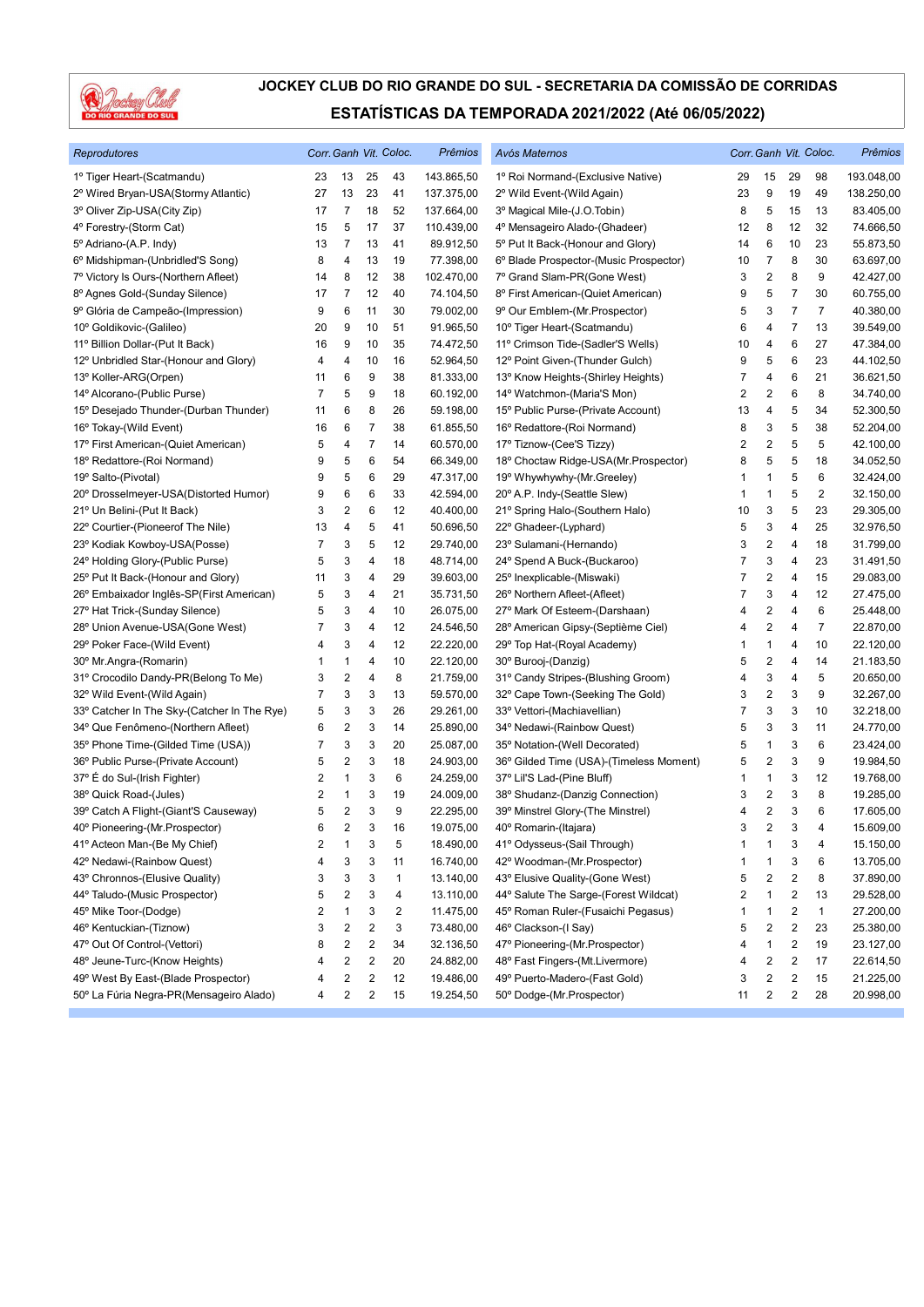# JOCKEY CLUB DO RIO GRANDE DO SUL - SECRETARIA DA COMISSÃO DE CORRIDAS

## ESTATÍSTICAS DA TEMPORADA 2021/2022 (Até 06/05/2022)

| *Reprodutores* | *Corr.* | *Ganh* | *Vit.* | *Coloc.* | *Prêmios* |
|---|---|---|---|---|---|
| 1º Tiger Heart-(Scatmandu) | 23 | 13 | 25 | 43 | 143.865,50 |
| 2º Wired Bryan-USA(Stormy Atlantic) | 27 | 13 | 23 | 41 | 137.375,00 |
| 3º Oliver Zip-USA(City Zip) | 17 | 7 | 18 | 52 | 137.664,00 |
| 4º Forestry-(Storm Cat) | 15 | 5 | 17 | 37 | 110.439,00 |
| 5º Adriano-(A.P. Indy) | 13 | 7 | 13 | 41 | 89.912,50 |
| 6º Midshipman-(Unbridled'S Song) | 8 | 4 | 13 | 19 | 77.398,00 |
| 7º Victory Is Ours-(Northern Afleet) | 14 | 8 | 12 | 38 | 102.470,00 |
| 8º Agnes Gold-(Sunday Silence) | 17 | 7 | 12 | 40 | 74.104,50 |
| 9º Glória de Campeão-(Impression) | 9 | 6 | 11 | 30 | 79.002,00 |
| 10º Goldikovic-(Galileo) | 20 | 9 | 10 | 51 | 91.965,50 |
| 11º Billion Dollar-(Put It Back) | 16 | 9 | 10 | 35 | 74.472,50 |
| 12º Unbridled Star-(Honour and Glory) | 4 | 4 | 10 | 16 | 52.964,50 |
| 13º Koller-ARG(Orpen) | 11 | 6 | 9 | 38 | 81.333,00 |
| 14º Alcorano-(Public Purse) | 7 | 5 | 9 | 18 | 60.192,00 |
| 15º Desejado Thunder-(Durban Thunder) | 11 | 6 | 8 | 26 | 59.198,00 |
| 16º Tokay-(Wild Event) | 16 | 6 | 7 | 38 | 61.855,50 |
| 17º First American-(Quiet American) | 5 | 4 | 7 | 14 | 60.570,00 |
| 18º Redattore-(Roi Normand) | 9 | 5 | 6 | 54 | 66.349,00 |
| 19º Salto-(Pivotal) | 9 | 5 | 6 | 29 | 47.317,00 |
| 20º Drosselmeyer-USA(Distorted Humor) | 9 | 6 | 6 | 33 | 42.594,00 |
| 21º Un Belini-(Put It Back) | 3 | 2 | 6 | 12 | 40.400,00 |
| 22º Courtier-(Pioneerof The Nile) | 13 | 4 | 5 | 41 | 50.696,50 |
| 23º Kodiak Kowboy-USA(Posse) | 7 | 3 | 5 | 12 | 29.740,00 |
| 24º Holding Glory-(Public Purse) | 5 | 3 | 4 | 18 | 48.714,00 |
| 25º Put It Back-(Honour and Glory) | 11 | 3 | 4 | 29 | 39.603,00 |
| 26º Embaixador Inglês-SP(First American) | 5 | 3 | 4 | 21 | 35.731,50 |
| 27º Hat Trick-(Sunday Silence) | 5 | 3 | 4 | 10 | 26.075,00 |
| 28º Union Avenue-USA(Gone West) | 7 | 3 | 4 | 12 | 24.546,50 |
| 29º Poker Face-(Wild Event) | 4 | 3 | 4 | 12 | 22.220,00 |
| 30º Mr.Angra-(Romarin) | 1 | 1 | 4 | 10 | 22.120,00 |
| 31º Crocodilo Dandy-PR(Belong To Me) | 3 | 2 | 4 | 8 | 21.759,00 |
| 32º Wild Event-(Wild Again) | 7 | 3 | 3 | 13 | 59.570,00 |
| 33º Catcher In The Sky-(Catcher In The Rye) | 5 | 3 | 3 | 26 | 29.261,00 |
| 34º Que Fenômeno-(Northern Afleet) | 6 | 2 | 3 | 14 | 25.890,00 |
| 35º Phone Time-(Gilded Time (USA)) | 7 | 3 | 3 | 20 | 25.087,00 |
| 36º Public Purse-(Private Account) | 5 | 2 | 3 | 18 | 24.903,00 |
| 37º É do Sul-(Irish Fighter) | 2 | 1 | 3 | 6 | 24.259,00 |
| 38º Quick Road-(Jules) | 2 | 1 | 3 | 19 | 24.009,00 |
| 39º Catch A Flight-(Giant'S Causeway) | 5 | 2 | 3 | 9 | 22.295,00 |
| 40º Pioneering-(Mr.Prospector) | 6 | 2 | 3 | 16 | 19.075,00 |
| 41º Acteon Man-(Be My Chief) | 2 | 1 | 3 | 5 | 18.490,00 |
| 42º Nedawi-(Rainbow Quest) | 4 | 3 | 3 | 11 | 16.740,00 |
| 43º Chronnos-(Elusive Quality) | 3 | 3 | 3 | 1 | 13.140,00 |
| 44º Taludo-(Music Prospector) | 5 | 2 | 3 | 4 | 13.110,00 |
| 45º Mike Toor-(Dodge) | 2 | 1 | 3 | 2 | 11.475,00 |
| 46º Kentuckian-(Tiznow) | 3 | 2 | 2 | 3 | 73.480,00 |
| 47º Out Of Control-(Vettori) | 8 | 2 | 2 | 34 | 32.136,50 |
| 48º Jeune-Turc-(Know Heights) | 4 | 2 | 2 | 20 | 24.882,00 |
| 49º West By East-(Blade Prospector) | 4 | 2 | 2 | 12 | 19.486,00 |
| 50º La Fúria Negra-PR(Mensageiro Alado) | 4 | 2 | 2 | 15 | 19.254,50 |

| *Avós Maternos* | *Corr.* | *Ganh* | *Vit.* | *Coloc.* | *Prêmios* |
|---|---|---|---|---|---|
| 1º Roi Normand-(Exclusive Native) | 29 | 15 | 29 | 98 | 193.048,00 |
| 2º Wild Event-(Wild Again) | 23 | 9 | 19 | 49 | 138.250,00 |
| 3º Magical Mile-(J.O.Tobin) | 8 | 5 | 15 | 13 | 83.405,00 |
| 4º Mensageiro Alado-(Ghadeer) | 12 | 8 | 12 | 32 | 74.666,50 |
| 5º Put It Back-(Honour and Glory) | 14 | 6 | 10 | 23 | 55.873,50 |
| 6º Blade Prospector-(Music Prospector) | 10 | 7 | 8 | 30 | 63.697,00 |
| 7º Grand Slam-PR(Gone West) | 3 | 2 | 8 | 9 | 42.427,00 |
| 8º First American-(Quiet American) | 9 | 5 | 7 | 30 | 60.755,00 |
| 9º Our Emblem-(Mr.Prospector) | 5 | 3 | 7 | 7 | 40.380,00 |
| 10º Tiger Heart-(Scatmandu) | 6 | 4 | 7 | 13 | 39.549,00 |
| 11º Crimson Tide-(Sadler'S Wells) | 10 | 4 | 6 | 27 | 47.384,00 |
| 12º Point Given-(Thunder Gulch) | 9 | 5 | 6 | 23 | 44.102,50 |
| 13º Know Heights-(Shirley Heights) | 7 | 4 | 6 | 21 | 36.621,50 |
| 14º Watchmon-(Maria'S Mon) | 2 | 2 | 6 | 8 | 34.740,00 |
| 15º Public Purse-(Private Account) | 13 | 4 | 5 | 34 | 52.300,50 |
| 16º Redattore-(Roi Normand) | 8 | 3 | 5 | 38 | 52.204,00 |
| 17º Tiznow-(Cee'S Tizzy) | 2 | 2 | 5 | 5 | 42.100,00 |
| 18º Choctaw Ridge-USA(Mr.Prospector) | 8 | 5 | 5 | 18 | 34.052,50 |
| 19º Whywhywhy-(Mr.Greeley) | 1 | 1 | 5 | 6 | 32.424,00 |
| 20º A.P. Indy-(Seattle Slew) | 1 | 1 | 5 | 2 | 32.150,00 |
| 21º Spring Halo-(Southern Halo) | 10 | 3 | 5 | 23 | 29.305,00 |
| 22º Ghadeer-(Lyphard) | 5 | 3 | 4 | 25 | 32.976,50 |
| 23º Sulamani-(Hernando) | 3 | 2 | 4 | 18 | 31.799,00 |
| 24º Spend A Buck-(Buckaroo) | 7 | 3 | 4 | 23 | 31.491,50 |
| 25º Inexplicable-(Miswaki) | 7 | 2 | 4 | 15 | 29.083,00 |
| 26º Northern Afleet-(Afleet) | 7 | 3 | 4 | 12 | 27.475,00 |
| 27º Mark Of Esteem-(Darshaan) | 4 | 2 | 4 | 6 | 25.448,00 |
| 28º American Gipsy-(Septième Ciel) | 4 | 2 | 4 | 7 | 22.870,00 |
| 29º Top Hat-(Royal Academy) | 1 | 1 | 4 | 10 | 22.120,00 |
| 30º Burooj-(Danzig) | 5 | 2 | 4 | 14 | 21.183,50 |
| 31º Candy Stripes-(Blushing Groom) | 4 | 3 | 4 | 5 | 20.650,00 |
| 32º Cape Town-(Seeking The Gold) | 3 | 2 | 3 | 9 | 32.267,00 |
| 33º Vettori-(Machiavellian) | 7 | 3 | 3 | 10 | 32.218,00 |
| 34º Nedawi-(Rainbow Quest) | 5 | 3 | 3 | 11 | 24.770,00 |
| 35º Notation-(Well Decorated) | 5 | 1 | 3 | 6 | 23.424,00 |
| 36º Gilded Time (USA)-(Timeless Moment) | 5 | 2 | 3 | 9 | 19.984,50 |
| 37º Lil'S Lad-(Pine Bluff) | 1 | 1 | 3 | 12 | 19.768,00 |
| 38º Shudanz-(Danzig Connection) | 3 | 2 | 3 | 8 | 19.285,00 |
| 39º Minstrel Glory-(The Minstrel) | 4 | 2 | 3 | 6 | 17.605,00 |
| 40º Romarin-(Itajara) | 3 | 2 | 3 | 4 | 15.609,00 |
| 41º Odysseus-(Sail Through) | 1 | 1 | 3 | 4 | 15.150,00 |
| 42º Woodman-(Mr.Prospector) | 1 | 1 | 3 | 6 | 13.705,00 |
| 43º Elusive Quality-(Gone West) | 5 | 2 | 2 | 8 | 37.890,00 |
| 44º Salute The Sarge-(Forest Wildcat) | 2 | 1 | 2 | 13 | 29.528,00 |
| 45º Roman Ruler-(Fusaichi Pegasus) | 1 | 1 | 2 | 1 | 27.200,00 |
| 46º Clackson-(I Say) | 5 | 2 | 2 | 23 | 25.380,00 |
| 47º Pioneering-(Mr.Prospector) | 4 | 1 | 2 | 19 | 23.127,00 |
| 48º Fast Fingers-(Mt.Livermore) | 4 | 2 | 2 | 17 | 22.614,50 |
| 49º Puerto-Madero-(Fast Gold) | 3 | 2 | 2 | 15 | 21.225,00 |
| 50º Dodge-(Mr.Prospector) | 11 | 2 | 2 | 28 | 20.998,00 |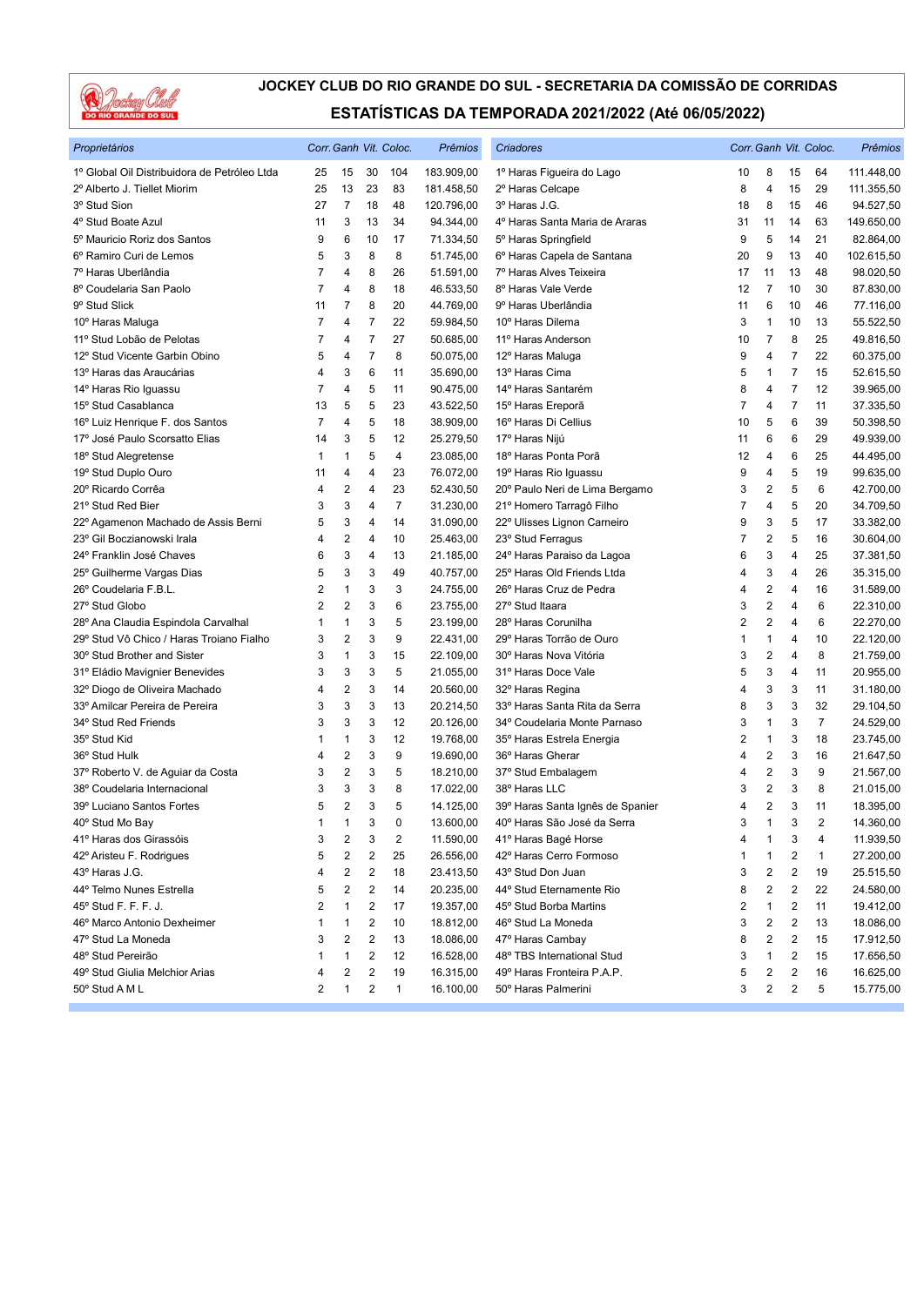# JOCKEY CLUB DO RIO GRANDE DO SUL - SECRETARIA DA COMISSÃO DE CORRIDAS

## ESTATÍSTICAS DA TEMPORADA 2021/2022 (Até 06/05/2022)

| *Proprietários* | *Corr.* | *Ganh* | *Vit.* | *Coloc.* | *Prêmios* |
|---|---|---|---|---|---|
| 1º Global Oil Distribuidora de Petróleo Ltda | 25 | 15 | 30 | 104 | 183.909,00 |
| 2º Alberto J. Tiellet Miorim | 25 | 13 | 23 | 83 | 181.458,50 |
| 3º Stud Sion | 27 | 7 | 18 | 48 | 120.796,00 |
| 4º Stud Boate Azul | 11 | 3 | 13 | 34 | 94.344,00 |
| 5º Mauricio Roriz dos Santos | 9 | 6 | 10 | 17 | 71.334,50 |
| 6º Ramiro Curi de Lemos | 5 | 3 | 8 | 8 | 51.745,00 |
| 7º Haras Uberlândia | 7 | 4 | 8 | 26 | 51.591,00 |
| 8º Coudelaria San Paolo | 7 | 4 | 8 | 18 | 46.533,50 |
| 9º Stud Slick | 11 | 7 | 8 | 20 | 44.769,00 |
| 10º Haras Maluga | 7 | 4 | 7 | 22 | 59.984,50 |
| 11º Stud Lobão de Pelotas | 7 | 4 | 7 | 27 | 50.685,00 |
| 12º Stud Vicente Garbin Obino | 5 | 4 | 7 | 8 | 50.075,00 |
| 13º Haras das Araucárias | 4 | 3 | 6 | 11 | 35.690,00 |
| 14º Haras Rio Iguassu | 7 | 4 | 5 | 11 | 90.475,00 |
| 15º Stud Casablanca | 13 | 5 | 5 | 23 | 43.522,50 |
| 16º Luiz Henrique F. dos Santos | 7 | 4 | 5 | 18 | 38.909,00 |
| 17º José Paulo Scorsatto Elias | 14 | 3 | 5 | 12 | 25.279,50 |
| 18º Stud Alegretense | 1 | 1 | 5 | 4 | 23.085,00 |
| 19º Stud Duplo Ouro | 11 | 4 | 4 | 23 | 76.072,00 |
| 20º Ricardo Corrêa | 4 | 2 | 4 | 23 | 52.430,50 |
| 21º Stud Red Bier | 3 | 3 | 4 | 7 | 31.230,00 |
| 22º Agamenon Machado de Assis Berni | 5 | 3 | 4 | 14 | 31.090,00 |
| 23º Gil Boczianowski Irala | 4 | 2 | 4 | 10 | 25.463,00 |
| 24º Franklin José Chaves | 6 | 3 | 4 | 13 | 21.185,00 |
| 25º Guilherme Vargas Dias | 5 | 3 | 3 | 49 | 40.757,00 |
| 26º Coudelaria F.B.L. | 2 | 1 | 3 | 3 | 24.755,00 |
| 27º Stud Globo | 2 | 2 | 3 | 6 | 23.755,00 |
| 28º Ana Claudia Espindola Carvalhal | 1 | 1 | 3 | 5 | 23.199,00 |
| 29º Stud Vô Chico / Haras Troiano Fialho | 3 | 2 | 3 | 9 | 22.431,00 |
| 30º Stud Brother and Sister | 3 | 1 | 3 | 15 | 22.109,00 |
| 31º Eládio Mavignier Benevides | 3 | 3 | 3 | 5 | 21.055,00 |
| 32º Diogo de Oliveira Machado | 4 | 2 | 3 | 14 | 20.560,00 |
| 33º Amilcar Pereira de Pereira | 3 | 3 | 3 | 13 | 20.214,50 |
| 34º Stud Red Friends | 3 | 3 | 3 | 12 | 20.126,00 |
| 35º Stud Kid | 1 | 1 | 3 | 12 | 19.768,00 |
| 36º Stud Hulk | 4 | 2 | 3 | 9 | 19.690,00 |
| 37º Roberto V. de Aguiar da Costa | 3 | 2 | 3 | 5 | 18.210,00 |
| 38º Coudelaria Internacional | 3 | 3 | 3 | 8 | 17.022,00 |
| 39º Luciano Santos Fortes | 5 | 2 | 3 | 5 | 14.125,00 |
| 40º Stud Mo Bay | 1 | 1 | 3 | 0 | 13.600,00 |
| 41º Haras dos Girassóis | 3 | 2 | 3 | 2 | 11.590,00 |
| 42º Aristeu F. Rodrigues | 5 | 2 | 2 | 25 | 26.556,00 |
| 43º Haras J.G. | 4 | 2 | 2 | 18 | 23.413,50 |
| 44º Telmo Nunes Estrella | 5 | 2 | 2 | 14 | 20.235,00 |
| 45º Stud F. F. F. J. | 2 | 1 | 2 | 17 | 19.357,00 |
| 46º Marco Antonio Dexheimer | 1 | 1 | 2 | 10 | 18.812,00 |
| 47º Stud La Moneda | 3 | 2 | 2 | 13 | 18.086,00 |
| 48º Stud Pereirão | 1 | 1 | 2 | 12 | 16.528,00 |
| 49º Stud Giulia Melchior Arias | 4 | 2 | 2 | 19 | 16.315,00 |
| 50º Stud A M L | 2 | 1 | 2 | 1 | 16.100,00 |

| *Criadores* | *Corr.* | *Ganh* | *Vit.* | *Coloc.* | *Prêmios* |
|---|---|---|---|---|---|
| 1º Haras Figueira do Lago | 10 | 8 | 15 | 64 | 111.448,00 |
| 2º Haras Celcape | 8 | 4 | 15 | 29 | 111.355,50 |
| 3º Haras J.G. | 18 | 8 | 15 | 46 | 94.527,50 |
| 4º Haras Santa Maria de Araras | 31 | 11 | 14 | 63 | 149.650,00 |
| 5º Haras Springfield | 9 | 5 | 14 | 21 | 82.864,00 |
| 6º Haras Capela de Santana | 20 | 9 | 13 | 40 | 102.615,50 |
| 7º Haras Alves Teixeira | 17 | 11 | 13 | 48 | 98.020,50 |
| 8º Haras Vale Verde | 12 | 7 | 10 | 30 | 87.830,00 |
| 9º Haras Uberlândia | 11 | 6 | 10 | 46 | 77.116,00 |
| 10º Haras Dilema | 3 | 1 | 10 | 13 | 55.522,50 |
| 11º Haras Anderson | 10 | 7 | 8 | 25 | 49.816,50 |
| 12º Haras Maluga | 9 | 4 | 7 | 22 | 60.375,00 |
| 13º Haras Cima | 5 | 1 | 7 | 15 | 52.615,50 |
| 14º Haras Santarém | 8 | 4 | 7 | 12 | 39.965,00 |
| 15º Haras Ereporã | 7 | 4 | 7 | 11 | 37.335,50 |
| 16º Haras Di Cellius | 10 | 5 | 6 | 39 | 50.398,50 |
| 17º Haras Nijú | 11 | 6 | 6 | 29 | 49.939,00 |
| 18º Haras Ponta Porã | 12 | 4 | 6 | 25 | 44.495,00 |
| 19º Haras Rio Iguassu | 9 | 4 | 5 | 19 | 99.635,00 |
| 20º Paulo Neri de Lima Bergamo | 3 | 2 | 5 | 6 | 42.700,00 |
| 21º Homero Tarragô Filho | 7 | 4 | 5 | 20 | 34.709,50 |
| 22º Ulisses Lignon Carneiro | 9 | 3 | 5 | 17 | 33.382,00 |
| 23º Stud Ferragus | 7 | 2 | 5 | 16 | 30.604,00 |
| 24º Haras Paraiso da Lagoa | 6 | 3 | 4 | 25 | 37.381,50 |
| 25º Haras Old Friends Ltda | 4 | 3 | 4 | 26 | 35.315,00 |
| 26º Haras Cruz de Pedra | 4 | 2 | 4 | 16 | 31.589,00 |
| 27º Stud Itaara | 3 | 2 | 4 | 6 | 22.310,00 |
| 28º Haras Corunilha | 2 | 2 | 4 | 6 | 22.270,00 |
| 29º Haras Torrão de Ouro | 1 | 1 | 4 | 10 | 22.120,00 |
| 30º Haras Nova Vitória | 3 | 2 | 4 | 8 | 21.759,00 |
| 31º Haras Doce Vale | 5 | 3 | 4 | 11 | 20.955,00 |
| 32º Haras Regina | 4 | 3 | 3 | 11 | 31.180,00 |
| 33º Haras Santa Rita da Serra | 8 | 3 | 3 | 32 | 29.104,50 |
| 34º Coudelaria Monte Parnaso | 3 | 1 | 3 | 7 | 24.529,00 |
| 35º Haras Estrela Energia | 2 | 1 | 3 | 18 | 23.745,00 |
| 36º Haras Gherar | 4 | 2 | 3 | 16 | 21.647,50 |
| 37º Stud Embalagem | 4 | 2 | 3 | 9 | 21.567,00 |
| 38º Haras LLC | 3 | 2 | 3 | 8 | 21.015,00 |
| 39º Haras Santa Ignês de Spanier | 4 | 2 | 3 | 11 | 18.395,00 |
| 40º Haras São José da Serra | 3 | 1 | 3 | 2 | 14.360,00 |
| 41º Haras Bagé Horse | 4 | 1 | 3 | 4 | 11.939,50 |
| 42º Haras Cerro Formoso | 1 | 1 | 2 | 1 | 27.200,00 |
| 43º Stud Don Juan | 3 | 2 | 2 | 19 | 25.515,50 |
| 44º Stud Eternamente Rio | 8 | 2 | 2 | 22 | 24.580,00 |
| 45º Stud Borba Martins | 2 | 1 | 2 | 11 | 19.412,00 |
| 46º Stud La Moneda | 3 | 2 | 2 | 13 | 18.086,00 |
| 47º Haras Cambay | 8 | 2 | 2 | 15 | 17.912,50 |
| 48º TBS International Stud | 3 | 1 | 2 | 15 | 17.656,50 |
| 49º Haras Fronteira P.A.P. | 5 | 2 | 2 | 16 | 16.625,00 |
| 50º Haras Palmerini | 3 | 2 | 2 | 5 | 15.775,00 |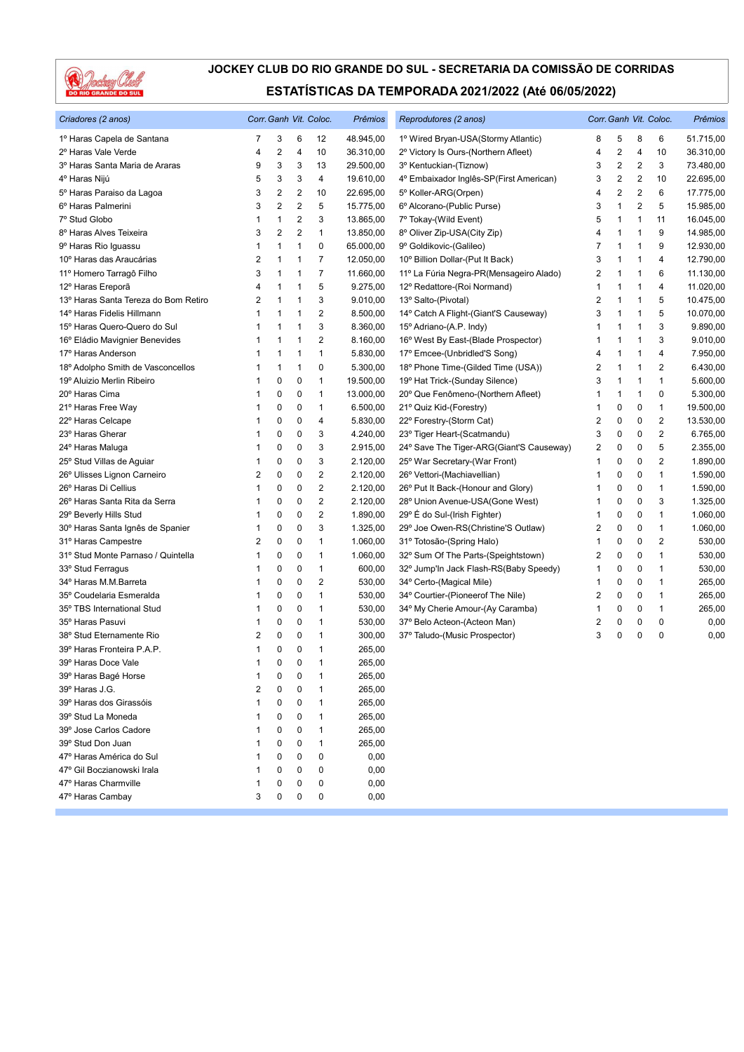# JOCKEY CLUB DO RIO GRANDE DO SUL - SECRETARIA DA COMISSÃO DE CORRIDAS

## ESTATÍSTICAS DA TEMPORADA 2021/2022 (Até 06/05/2022)

| Criadores (2 anos) | Corr. | Ganh | Vit. | Coloc. | Prêmios |
|---|---|---|---|---|---|
| 1º Haras Capela de Santana | 7 | 3 | 6 | 12 | 48.945,00 |
| 2º Haras Vale Verde | 4 | 2 | 4 | 10 | 36.310,00 |
| 3º Haras Santa Maria de Araras | 9 | 3 | 3 | 13 | 29.500,00 |
| 4º Haras Nijú | 5 | 3 | 3 | 4 | 19.610,00 |
| 5º Haras Paraiso da Lagoa | 3 | 2 | 2 | 10 | 22.695,00 |
| 6º Haras Palmerini | 3 | 2 | 2 | 5 | 15.775,00 |
| 7º Stud Globo | 1 | 1 | 2 | 3 | 13.865,00 |
| 8º Haras Alves Teixeira | 3 | 2 | 2 | 1 | 13.850,00 |
| 9º Haras Rio Iguassu | 1 | 1 | 1 | 0 | 65.000,00 |
| 10º Haras das Araucárias | 2 | 1 | 1 | 7 | 12.050,00 |
| 11º Homero Tarragô Filho | 3 | 1 | 1 | 7 | 11.660,00 |
| 12º Haras Ereporã | 4 | 1 | 1 | 5 | 9.275,00 |
| 13º Haras Santa Tereza do Bom Retiro | 2 | 1 | 1 | 3 | 9.010,00 |
| 14º Haras Fidelis Hillmann | 1 | 1 | 1 | 2 | 8.500,00 |
| 15º Haras Quero-Quero do Sul | 1 | 1 | 1 | 3 | 8.360,00 |
| 16º Eládio Mavignier Benevides | 1 | 1 | 1 | 2 | 8.160,00 |
| 17º Haras Anderson | 1 | 1 | 1 | 1 | 5.830,00 |
| 18º Adolpho Smith de Vasconcellos | 1 | 1 | 1 | 0 | 5.300,00 |
| 19º Aluizio Merlin Ribeiro | 1 | 0 | 0 | 1 | 19.500,00 |
| 20º Haras Cima | 1 | 0 | 0 | 1 | 13.000,00 |
| 21º Haras Free Way | 1 | 0 | 0 | 1 | 6.500,00 |
| 22º Haras Celcape | 1 | 0 | 0 | 4 | 5.830,00 |
| 23º Haras Gherar | 1 | 0 | 0 | 3 | 4.240,00 |
| 24º Haras Maluga | 1 | 0 | 0 | 3 | 2.915,00 |
| 25º Stud Villas de Aguiar | 1 | 0 | 0 | 3 | 2.120,00 |
| 26º Ulisses Lignon Carneiro | 2 | 0 | 0 | 2 | 2.120,00 |
| 26º Haras Di Cellius | 1 | 0 | 0 | 2 | 2.120,00 |
| 26º Haras Santa Rita da Serra | 1 | 0 | 0 | 2 | 2.120,00 |
| 29º Beverly Hills Stud | 1 | 0 | 0 | 2 | 1.890,00 |
| 30º Haras Santa Ignês de Spanier | 1 | 0 | 0 | 3 | 1.325,00 |
| 31º Haras Campestre | 2 | 0 | 0 | 1 | 1.060,00 |
| 31º Stud Monte Parnaso / Quintella | 1 | 0 | 0 | 1 | 1.060,00 |
| 33º Stud Ferragus | 1 | 0 | 0 | 1 | 600,00 |
| 34º Haras M.M.Barreta | 1 | 0 | 0 | 2 | 530,00 |
| 35º Coudelaria Esmeralda | 1 | 0 | 0 | 1 | 530,00 |
| 35º TBS International Stud | 1 | 0 | 0 | 1 | 530,00 |
| 35º Haras Pasuvi | 1 | 0 | 0 | 1 | 530,00 |
| 38º Stud Eternamente Rio | 2 | 0 | 0 | 1 | 300,00 |
| 39º Haras Fronteira P.A.P. | 1 | 0 | 0 | 1 | 265,00 |
| 39º Haras Doce Vale | 1 | 0 | 0 | 1 | 265,00 |
| 39º Haras Bagé Horse | 1 | 0 | 0 | 1 | 265,00 |
| 39º Haras J.G. | 2 | 0 | 0 | 1 | 265,00 |
| 39º Haras dos Girassóis | 1 | 0 | 0 | 1 | 265,00 |
| 39º Stud La Moneda | 1 | 0 | 0 | 1 | 265,00 |
| 39º Jose Carlos Cadore | 1 | 0 | 0 | 1 | 265,00 |
| 39º Stud Don Juan | 1 | 0 | 0 | 1 | 265,00 |
| 47º Haras América do Sul | 1 | 0 | 0 | 0 | 0,00 |
| 47º Gil Boczianowski Irala | 1 | 0 | 0 | 0 | 0,00 |
| 47º Haras Charmville | 1 | 0 | 0 | 0 | 0,00 |
| 47º Haras Cambay | 3 | 0 | 0 | 0 | 0,00 |

| Reprodutores (2 anos) | Corr. | Ganh | Vit. | Coloc. | Prêmios |
|---|---|---|---|---|---|
| 1º Wired Bryan-USA(Stormy Atlantic) | 8 | 5 | 8 | 6 | 51.715,00 |
| 2º Victory Is Ours-(Northern Afleet) | 4 | 2 | 4 | 10 | 36.310,00 |
| 3º Kentuckian-(Tiznow) | 3 | 2 | 2 | 3 | 73.480,00 |
| 4º Embaixador Inglês-SP(First American) | 3 | 2 | 2 | 10 | 22.695,00 |
| 5º Koller-ARG(Orpen) | 4 | 2 | 2 | 6 | 17.775,00 |
| 6º Alcorano-(Public Purse) | 3 | 1 | 2 | 5 | 15.985,00 |
| 7º Tokay-(Wild Event) | 5 | 1 | 1 | 11 | 16.045,00 |
| 8º Oliver Zip-USA(City Zip) | 4 | 1 | 1 | 9 | 14.985,00 |
| 9º Goldikovic-(Galileo) | 7 | 1 | 1 | 9 | 12.930,00 |
| 10º Billion Dollar-(Put It Back) | 3 | 1 | 1 | 4 | 12.790,00 |
| 11º La Fúria Negra-PR(Mensageiro Alado) | 2 | 1 | 1 | 6 | 11.130,00 |
| 12º Redattore-(Roi Normand) | 1 | 1 | 1 | 4 | 11.020,00 |
| 13º Salto-(Pivotal) | 2 | 1 | 1 | 5 | 10.475,00 |
| 14º Catch A Flight-(Giant'S Causeway) | 3 | 1 | 1 | 5 | 10.070,00 |
| 15º Adriano-(A.P. Indy) | 1 | 1 | 1 | 3 | 9.890,00 |
| 16º West By East-(Blade Prospector) | 1 | 1 | 1 | 3 | 9.010,00 |
| 17º Emcee-(Unbridled'S Song) | 4 | 1 | 1 | 4 | 7.950,00 |
| 18º Phone Time-(Gilded Time (USA)) | 2 | 1 | 1 | 2 | 6.430,00 |
| 19º Hat Trick-(Sunday Silence) | 3 | 1 | 1 | 1 | 5.600,00 |
| 20º Que Fenômeno-(Northern Afleet) | 1 | 1 | 1 | 0 | 5.300,00 |
| 21º Quiz Kid-(Forestry) | 1 | 0 | 0 | 1 | 19.500,00 |
| 22º Forestry-(Storm Cat) | 2 | 0 | 0 | 2 | 13.530,00 |
| 23º Tiger Heart-(Scatmandu) | 3 | 0 | 0 | 2 | 6.765,00 |
| 24º Save The Tiger-ARG(Giant'S Causeway) | 2 | 0 | 0 | 5 | 2.355,00 |
| 25º War Secretary-(War Front) | 1 | 0 | 0 | 2 | 1.890,00 |
| 26º Vettori-(Machiavellian) | 1 | 0 | 0 | 1 | 1.590,00 |
| 26º Put It Back-(Honour and Glory) | 1 | 0 | 0 | 1 | 1.590,00 |
| 28º Union Avenue-USA(Gone West) | 1 | 0 | 0 | 3 | 1.325,00 |
| 29º É do Sul-(Irish Fighter) | 1 | 0 | 0 | 1 | 1.060,00 |
| 29º Joe Owen-RS(Christine'S Outlaw) | 2 | 0 | 0 | 1 | 1.060,00 |
| 31º Totosão-(Spring Halo) | 1 | 0 | 0 | 2 | 530,00 |
| 32º Sum Of The Parts-(Speightstown) | 2 | 0 | 0 | 1 | 530,00 |
| 32º Jump'In Jack Flash-RS(Baby Speedy) | 1 | 0 | 0 | 1 | 530,00 |
| 34º Certo-(Magical Mile) | 1 | 0 | 0 | 1 | 265,00 |
| 34º Courtier-(Pioneerof The Nile) | 2 | 0 | 0 | 1 | 265,00 |
| 34º My Cherie Amour-(Ay Caramba) | 1 | 0 | 0 | 1 | 265,00 |
| 37º Belo Acteon-(Acteon Man) | 2 | 0 | 0 | 0 | 0,00 |
| 37º Taludo-(Music Prospector) | 3 | 0 | 0 | 0 | 0,00 |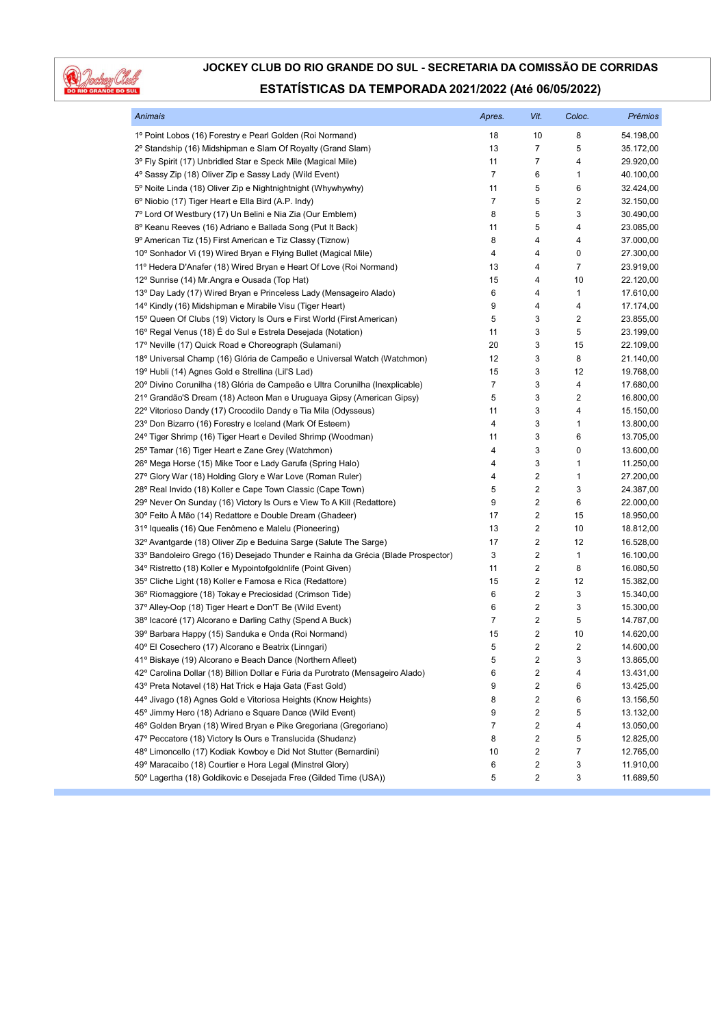## JOCKEY CLUB DO RIO GRANDE DO SUL - SECRETARIA DA COMISSÃO DE CORRIDAS

## ESTATÍSTICAS DA TEMPORADA 2021/2022 (Até 06/05/2022)

| *Animais* | *Apres.* | *Vit.* | *Coloc.* | *Prêmios* |
|---|---|---|---|---|
| 1º Point Lobos (16) Forestry e Pearl Golden (Roi Normand) | 18 | 10 | 8 | 54.198,00 |
| 2º Standship (16) Midshipman e Slam Of Royalty (Grand Slam) | 13 | 7 | 5 | 35.172,00 |
| 3º Fly Spirit (17) Unbridled Star e Speck Mile (Magical Mile) | 11 | 7 | 4 | 29.920,00 |
| 4º Sassy Zip (18) Oliver Zip e Sassy Lady (Wild Event) | 7 | 6 | 1 | 40.100,00 |
| 5º Noite Linda (18) Oliver Zip e Nightnightnight (Whywhywhy) | 11 | 5 | 6 | 32.424,00 |
| 6º Niobio (17) Tiger Heart e Ella Bird (A.P. Indy) | 7 | 5 | 2 | 32.150,00 |
| 7º Lord Of Westbury (17) Un Belini e Nia Zia (Our Emblem) | 8 | 5 | 3 | 30.490,00 |
| 8º Keanu Reeves (16) Adriano e Ballada Song (Put It Back) | 11 | 5 | 4 | 23.085,00 |
| 9º American Tiz (15) First American e Tiz Classy (Tiznow) | 8 | 4 | 4 | 37.000,00 |
| 10º Sonhador Vi (19) Wired Bryan e Flying Bullet (Magical Mile) | 4 | 4 | 0 | 27.300,00 |
| 11º Hedera D'Anafer (18) Wired Bryan e Heart Of Love (Roi Normand) | 13 | 4 | 7 | 23.919,00 |
| 12º Sunrise (14) Mr.Angra e Ousada (Top Hat) | 15 | 4 | 10 | 22.120,00 |
| 13º Day Lady (17) Wired Bryan e Princeless Lady (Mensageiro Alado) | 6 | 4 | 1 | 17.610,00 |
| 14º Kindly (16) Midshipman e Mirabile Visu (Tiger Heart) | 9 | 4 | 4 | 17.174,00 |
| 15º Queen Of Clubs (19) Victory Is Ours e First World (First American) | 5 | 3 | 2 | 23.855,00 |
| 16º Regal Venus (18) É do Sul e Estrela Desejada (Notation) | 11 | 3 | 5 | 23.199,00 |
| 17º Neville (17) Quick Road e Choreograph (Sulamani) | 20 | 3 | 15 | 22.109,00 |
| 18º Universal Champ (16) Glória de Campeão e Universal Watch (Watchmon) | 12 | 3 | 8 | 21.140,00 |
| 19º Hubli (14) Agnes Gold e Strellina (Lil'S Lad) | 15 | 3 | 12 | 19.768,00 |
| 20º Divino Corunilha (18) Glória de Campeão e Ultra Corunilha (Inexplicable) | 7 | 3 | 4 | 17.680,00 |
| 21º Grandão'S Dream (18) Acteon Man e Uruguaya Gipsy (American Gipsy) | 5 | 3 | 2 | 16.800,00 |
| 22º Vitorioso Dandy (17) Crocodilo Dandy e Tia Mila (Odysseus) | 11 | 3 | 4 | 15.150,00 |
| 23º Don Bizarro (16) Forestry e Iceland (Mark Of Esteem) | 4 | 3 | 1 | 13.800,00 |
| 24º Tiger Shrimp (16) Tiger Heart e Deviled Shrimp (Woodman) | 11 | 3 | 6 | 13.705,00 |
| 25º Tamar (16) Tiger Heart e Zane Grey (Watchmon) | 4 | 3 | 0 | 13.600,00 |
| 26º Mega Horse (15) Mike Toor e Lady Garufa (Spring Halo) | 4 | 3 | 1 | 11.250,00 |
| 27º Glory War (18) Holding Glory e War Love (Roman Ruler) | 4 | 2 | 1 | 27.200,00 |
| 28º Real Invido (18) Koller e Cape Town Classic (Cape Town) | 5 | 2 | 3 | 24.387,00 |
| 29º Never On Sunday (16) Victory Is Ours e View To A Kill (Redattore) | 9 | 2 | 6 | 22.000,00 |
| 30º Feito À Mão (14) Redattore e Double Dream (Ghadeer) | 17 | 2 | 15 | 18.950,00 |
| 31º Iquealis (16) Que Fenômeno e Malelu (Pioneering) | 13 | 2 | 10 | 18.812,00 |
| 32º Avantgarde (18) Oliver Zip e Beduina Sarge (Salute The Sarge) | 17 | 2 | 12 | 16.528,00 |
| 33º Bandoleiro Grego (16) Desejado Thunder e Rainha da Grécia (Blade Prospector) | 3 | 2 | 1 | 16.100,00 |
| 34º Ristretto (18) Koller e Mypointofgoldnlife (Point Given) | 11 | 2 | 8 | 16.080,50 |
| 35º Cliche Light (18) Koller e Famosa e Rica (Redattore) | 15 | 2 | 12 | 15.382,00 |
| 36º Riomaggiore (16) Tokay e Preciosidad (Crimson Tide) | 6 | 2 | 3 | 15.340,00 |
| 37º Alley-Oop (18) Tiger Heart e Don'T Be (Wild Event) | 6 | 2 | 3 | 15.300,00 |
| 38º Icacoré (17) Alcorano e Darling Cathy (Spend A Buck) | 7 | 2 | 5 | 14.787,00 |
| 39º Barbara Happy (15) Sanduka e Onda (Roi Normand) | 15 | 2 | 10 | 14.620,00 |
| 40º El Cosechero (17) Alcorano e Beatrix (Linngari) | 5 | 2 | 2 | 14.600,00 |
| 41º Biskaye (19) Alcorano e Beach Dance (Northern Afleet) | 5 | 2 | 3 | 13.865,00 |
| 42º Carolina Dollar (18) Billion Dollar e Fúria da Purotrato (Mensageiro Alado) | 6 | 2 | 4 | 13.431,00 |
| 43º Preta Notavel (18) Hat Trick e Haja Gata (Fast Gold) | 9 | 2 | 6 | 13.425,00 |
| 44º Jivago (18) Agnes Gold e Vitoriosa Heights (Know Heights) | 8 | 2 | 6 | 13.156,50 |
| 45º Jimmy Hero (18) Adriano e Square Dance (Wild Event) | 9 | 2 | 5 | 13.132,00 |
| 46º Golden Bryan (18) Wired Bryan e Pike Gregoriana (Gregoriano) | 7 | 2 | 4 | 13.050,00 |
| 47º Peccatore (18) Victory Is Ours e Translucida (Shudanz) | 8 | 2 | 5 | 12.825,00 |
| 48º Limoncello (17) Kodiak Kowboy e Did Not Stutter (Bernardini) | 10 | 2 | 7 | 12.765,00 |
| 49º Maracaibo (18) Courtier e Hora Legal (Minstrel Glory) | 6 | 2 | 3 | 11.910,00 |
| 50º Lagertha (18) Goldikovic e Desejada Free (Gilded Time (USA)) | 5 | 2 | 3 | 11.689,50 |